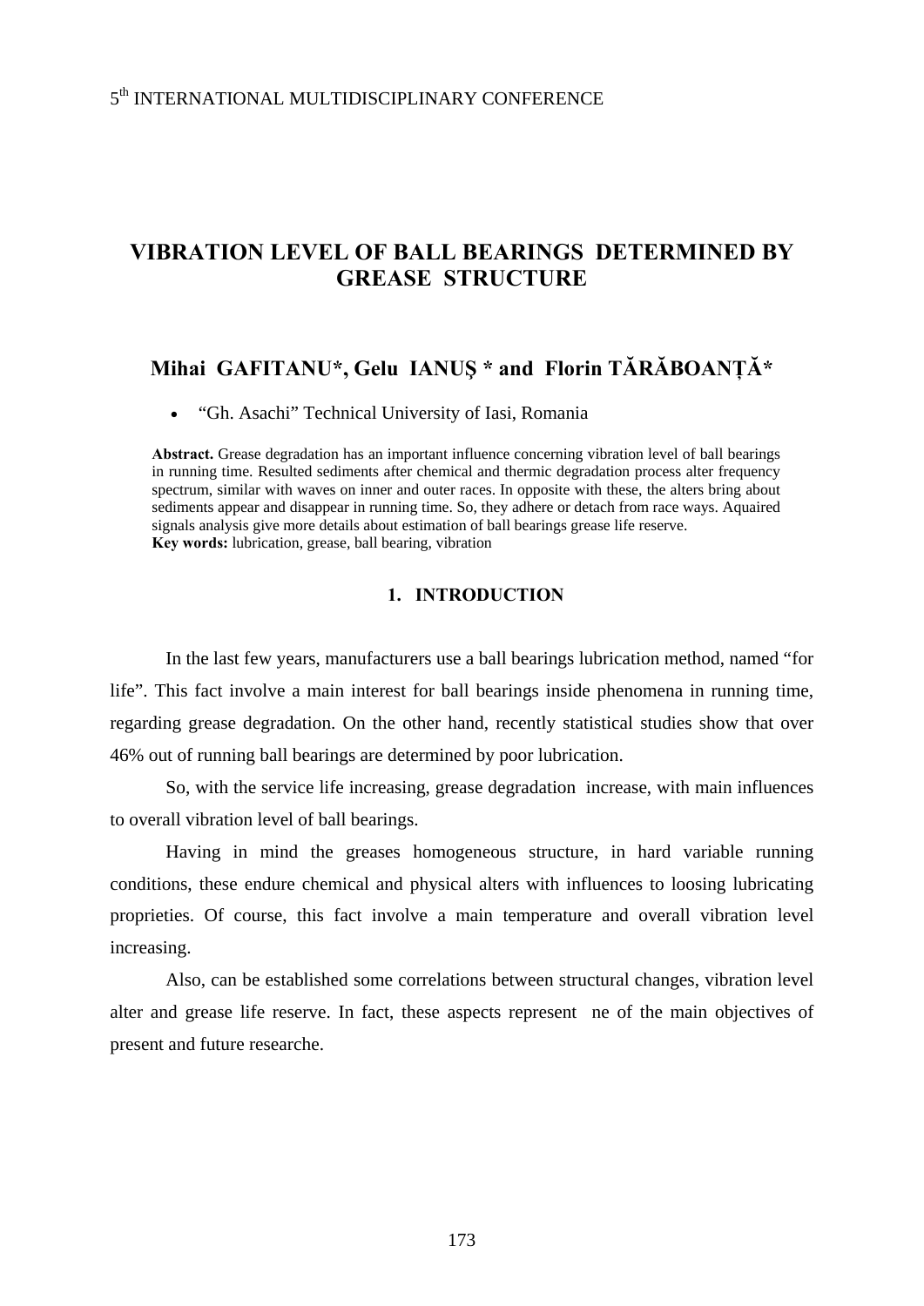5th INTERNATIONAL MULTIDISCIPLINARY CONFERENCE

# VIBRATION LEVEL OF BALL BEARINGS DETERMINED BY GREASE STRUCTURE

**Mihai GAFITANU\*, Gelu IANUŞ \* and Florin TĂRĂBOANȚĂ\***

- "Gh. Asachi" Technical University of Iasi, Romania

**Abstract.** Grease degradation has an important influence concerning vibration level of ball bearings in running time. Resulted sediments after chemical and thermic degradation process alter frequency spectrum, similar with waves on inner and outer races. In opposite with these, the alters bring about sediments appear and disappear in running time. So, they adhere or detach from race ways. Aquaired signals analysis give more details about estimation of ball bearings grease life reserve.
**Key words:** lubrication, grease, ball bearing, vibration

## 1. INTRODUCTION

In the last few years, manufacturers use a ball bearings lubrication method, named "for life". This fact involve a main interest for ball bearings inside phenomena in running time, regarding grease degradation. On the other hand, recently statistical studies show that over 46% out of running ball bearings are determined by poor lubrication.

So, with the service life increasing, grease degradation increase, with main influences to overall vibration level of ball bearings.

Having in mind the greases homogeneous structure, in hard variable running conditions, these endure chemical and physical alters with influences to loosing lubricating proprieties. Of course, this fact involve a main temperature and overall vibration level increasing.

Also, can be established some correlations between structural changes, vibration level alter and grease life reserve. In fact, these aspects represent ne of the main objectives of present and future researche.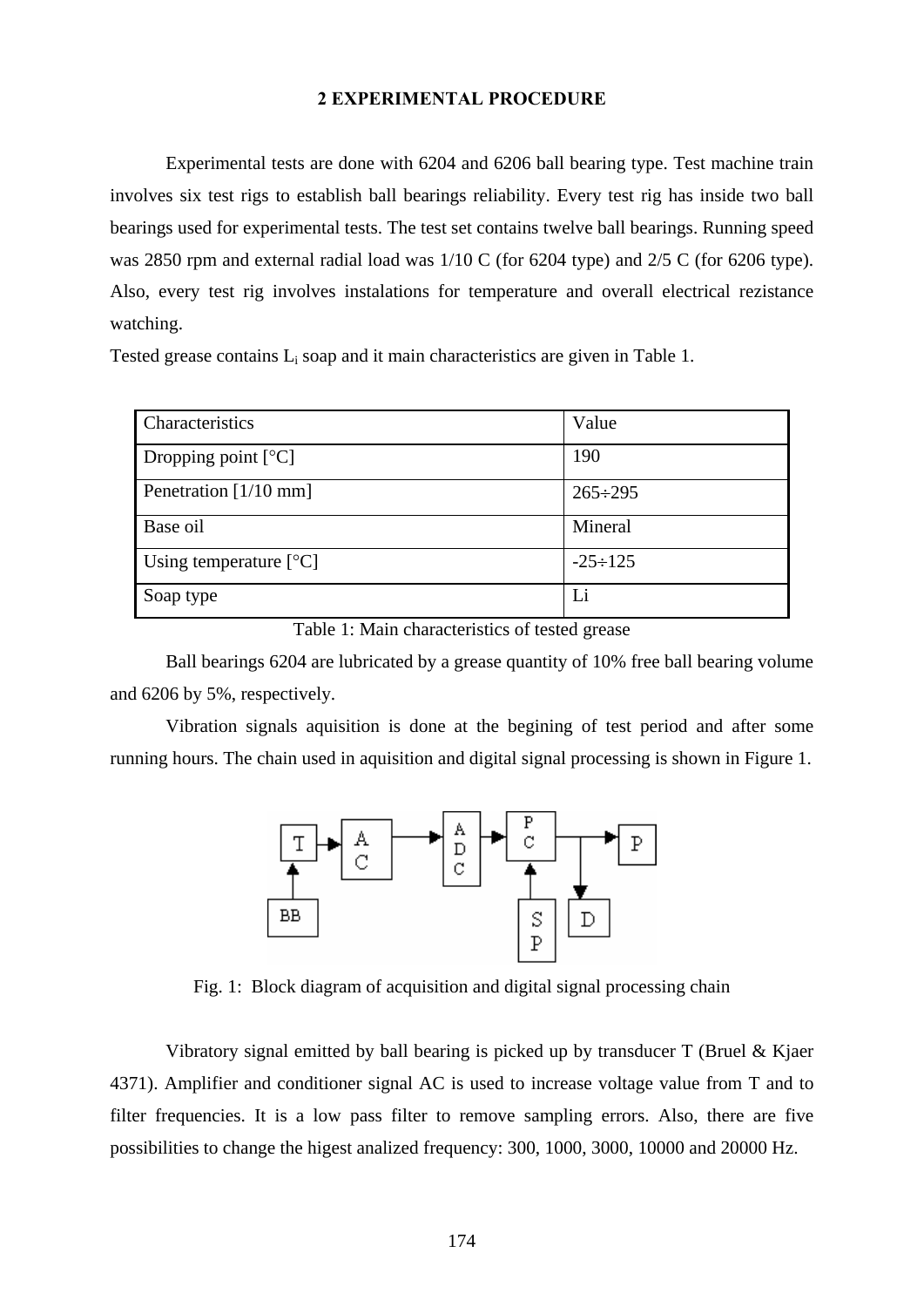## 2 EXPERIMENTAL PROCEDURE

Experimental tests are done with 6204 and 6206 ball bearing type. Test machine train involves six test rigs to establish ball bearings reliability. Every test rig has inside two ball bearings used for experimental tests. The test set contains twelve ball bearings. Running speed was 2850 rpm and external radial load was 1/10 C (for 6204 type) and 2/5 C (for 6206 type). Also, every test rig involves instalations for temperature and overall electrical rezistance watching.

Tested grease contains $L_i$ soap and it main characteristics are given in Table 1.

| Characteristics | Value |
|---|---|
| Dropping point [°C] | 190 |
| Penetration [1/10 mm] | 265÷295 |
| Base oil | Mineral |
| Using temperature [°C] | -25÷125 |
| Soap type | Li |

Table 1: Main characteristics of tested grease

Ball bearings 6204 are lubricated by a grease quantity of 10% free ball bearing volume and 6206 by 5%, respectively.

Vibration signals aquisition is done at the begining of test period and after some running hours. The chain used in aquisition and digital signal processing is shown in Figure 1.

Fig. 1: Block diagram of acquisition and digital signal processing chain

Vibratory signal emitted by ball bearing is picked up by transducer T (Bruel & Kjaer 4371). Amplifier and conditioner signal AC is used to increase voltage value from T and to filter frequencies. It is a low pass filter to remove sampling errors. Also, there are five possibilities to change the higest analized frequency: 300, 1000, 3000, 10000 and 20000 Hz.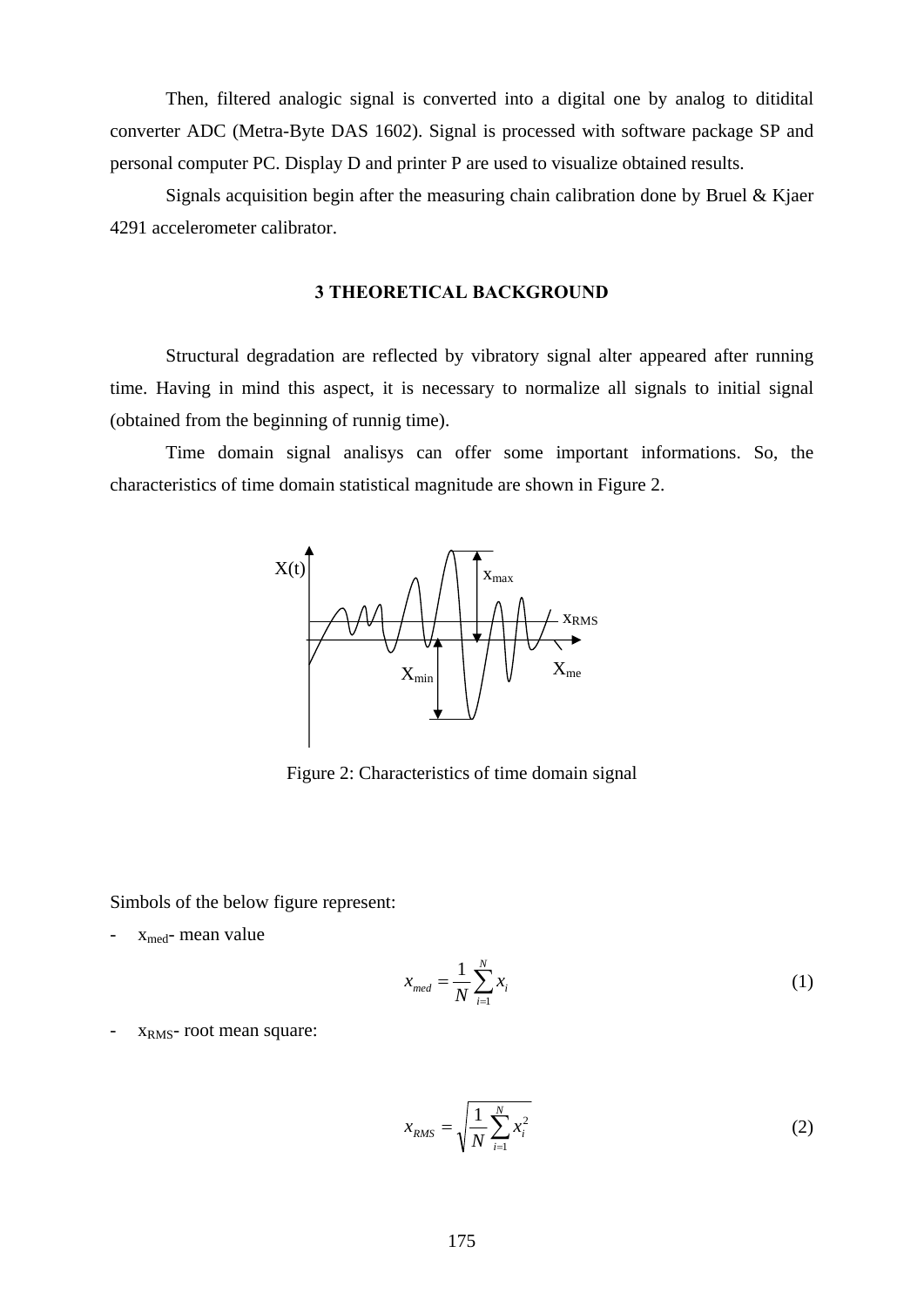Then, filtered analogic signal is converted into a digital one by analog to ditidital converter ADC (Metra-Byte DAS 1602). Signal is processed with software package SP and personal computer PC. Display D and printer P are used to visualize obtained results.

Signals acquisition begin after the measuring chain calibration done by Bruel & Kjaer 4291 accelerometer calibrator.

## 3 THEORETICAL BACKGROUND

Structural degradation are reflected by vibratory signal alter appeared after running time. Having in mind this aspect, it is necessary to normalize all signals to initial signal (obtained from the beginning of runnig time).

Time domain signal analisys can offer some important informations. So, the characteristics of time domain statistical magnitude are shown in Figure 2.

Figure 2: Characteristics of time domain signal

Simbols of the below figure represent:

- $x_{med}$- mean value

$$x_{med} = \frac{1}{N}\sum_{i=1}^{N} x_i \tag{1}$$

- $x_{RMS}$- root mean square:

$$x_{RMS} = \sqrt{\frac{1}{N}\sum_{i=1}^{N} x_i^2} \tag{2}$$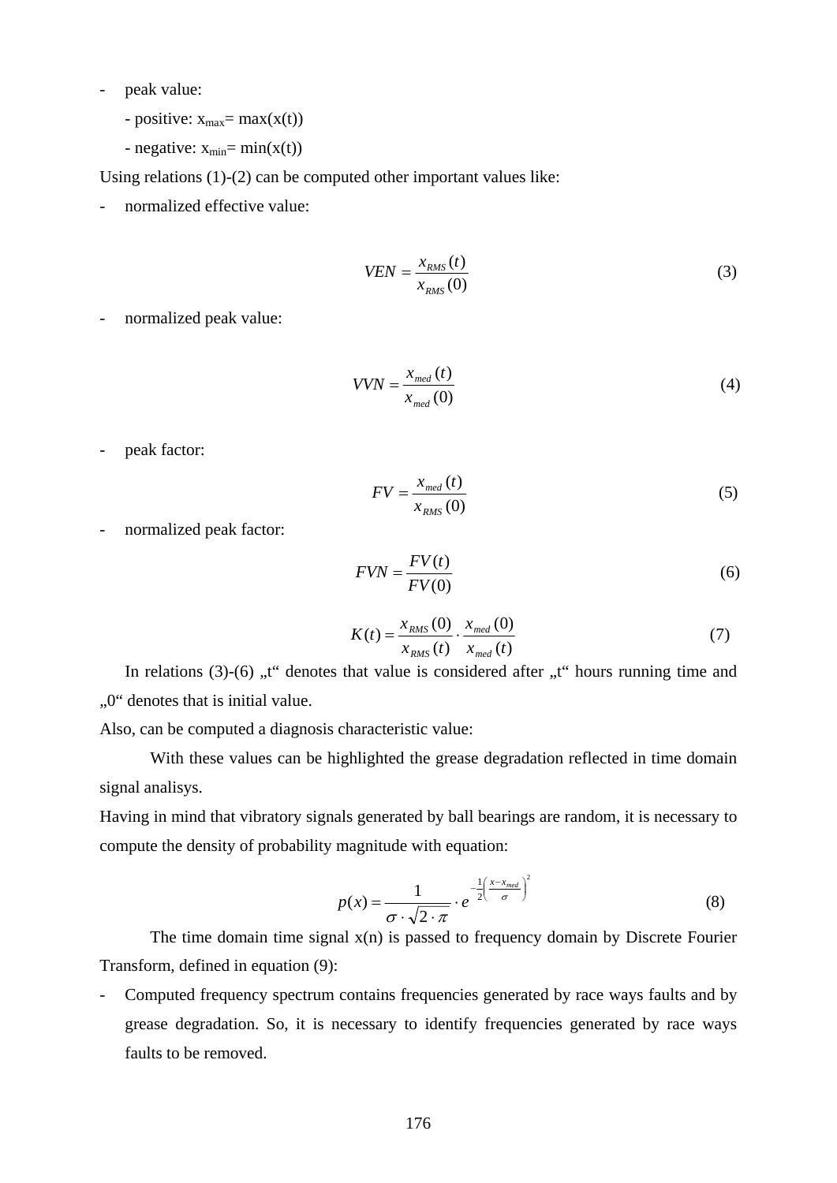- peak value:

  - positive: $x_{max}$= max(x(t))

  - negative: $x_{min}$= min(x(t))

Using relations (1)-(2) can be computed other important values like:

- normalized effective value:

$$VEN = \frac{x_{RMS}(t)}{x_{RMS}(0)} \tag{3}$$

- normalized peak value:

$$VVN = \frac{x_{med}(t)}{x_{med}(0)} \tag{4}$$

- peak factor:

$$FV = \frac{x_{med}(t)}{x_{RMS}(0)} \tag{5}$$

- normalized peak factor:

$$FVN = \frac{FV(t)}{FV(0)} \tag{6}$$

$$K(t) = \frac{x_{RMS}(0)}{x_{RMS}(t)} \cdot \frac{x_{med}(0)}{x_{med}(t)} \tag{7}$$

In relations (3)-(6) „t“ denotes that value is considered after „t“ hours running time and „0“ denotes that is initial value.

Also, can be computed a diagnosis characteristic value:

With these values can be highlighted the grease degradation reflected in time domain signal analisys.

Having in mind that vibratory signals generated by ball bearings are random, it is necessary to compute the density of probability magnitude with equation:

$$p(x) = \frac{1}{\sigma \cdot \sqrt{2 \cdot \pi}} \cdot e^{-\frac{1}{2}\left(\frac{x - x_{med}}{\sigma}\right)^2} \tag{8}$$

The time domain time signal x(n) is passed to frequency domain by Discrete Fourier Transform, defined in equation (9):

- Computed frequency spectrum contains frequencies generated by race ways faults and by grease degradation. So, it is necessary to identify frequencies generated by race ways faults to be removed.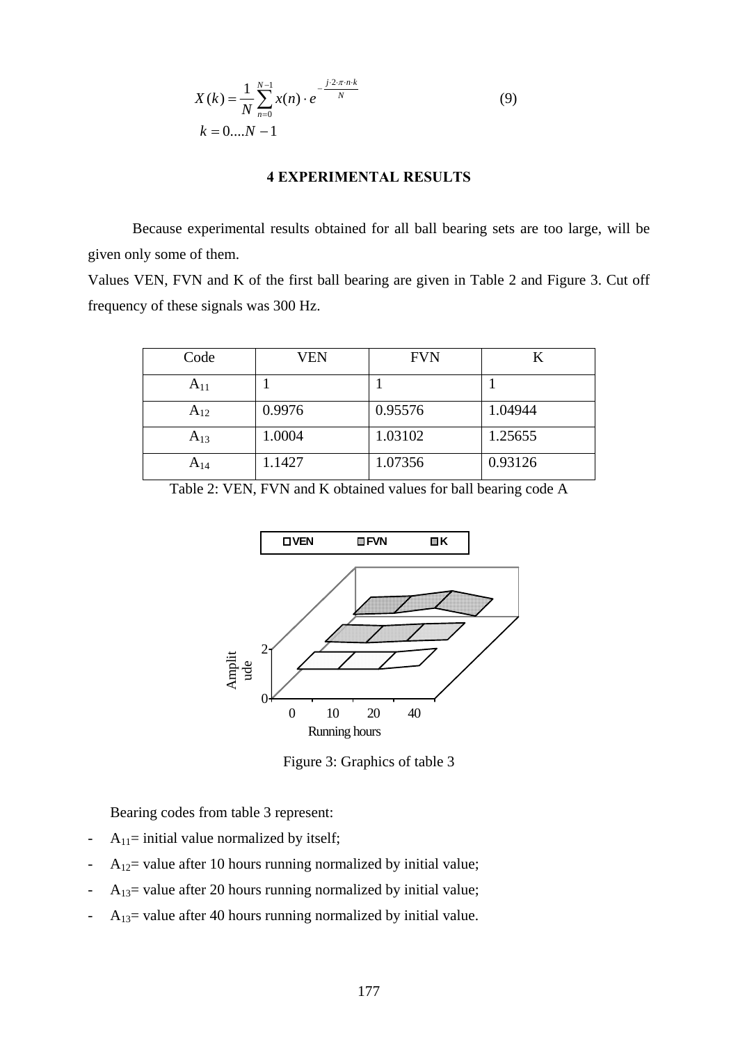$$X(k) = \frac{1}{N}\sum_{n=0}^{N-1} x(n)\cdot e^{-\frac{j\cdot 2\cdot \pi \cdot n\cdot k}{N}} \tag{9}$$

$$k = 0....N-1$$

## 4 EXPERIMENTAL RESULTS

Because experimental results obtained for all ball bearing sets are too large, will be given only some of them.

Values VEN, FVN and K of the first ball bearing are given in Table 2 and Figure 3. Cut off frequency of these signals was 300 Hz.

| Code | VEN | FVN | K |
|---|---|---|---|
| $A_{11}$ | 1 | 1 | 1 |
| $A_{12}$ | 0.9976 | 0.95576 | 1.04944 |
| $A_{13}$ | 1.0004 | 1.03102 | 1.25655 |
| $A_{14}$ | 1.1427 | 1.07356 | 0.93126 |

Table 2: VEN, FVN and K obtained values for ball bearing code A

Figure 3: Graphics of table 3

Bearing codes from table 3 represent:

- $A_{11}$= initial value normalized by itself;
- $A_{12}$= value after 10 hours running normalized by initial value;
- $A_{13}$= value after 20 hours running normalized by initial value;
- $A_{13}$= value after 40 hours running normalized by initial value.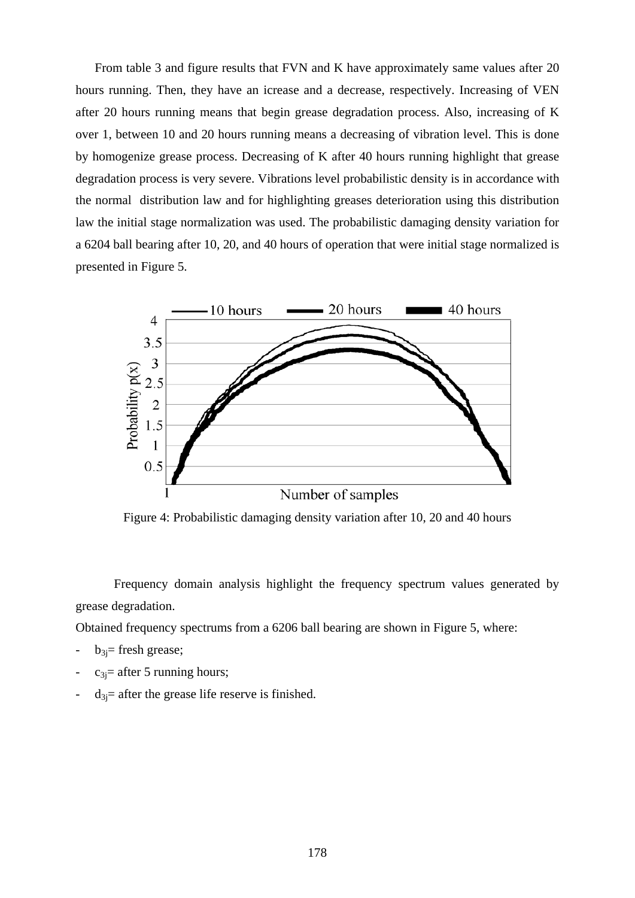From table 3 and figure results that FVN and K have approximately same values after 20 hours running. Then, they have an icrease and a decrease, respectively. Increasing of VEN after 20 hours running means that begin grease degradation process. Also, increasing of K over 1, between 10 and 20 hours running means a decreasing of vibration level. This is done by homogenize grease process. Decreasing of K after 40 hours running highlight that grease degradation process is very severe. Vibrations level probabilistic density is in accordance with the normal distribution law and for highlighting greases deterioration using this distribution law the initial stage normalization was used. The probabilistic damaging density variation for a 6204 ball bearing after 10, 20, and 40 hours of operation that were initial stage normalized is presented in Figure 5.

Figure 4: Probabilistic damaging density variation after 10, 20 and 40 hours

Frequency domain analysis highlight the frequency spectrum values generated by grease degradation.

Obtained frequency spectrums from a 6206 ball bearing are shown in Figure 5, where:

- $b_{3j}$= fresh grease;
- $c_{3j}$= after 5 running hours;
- $d_{3j}$= after the grease life reserve is finished.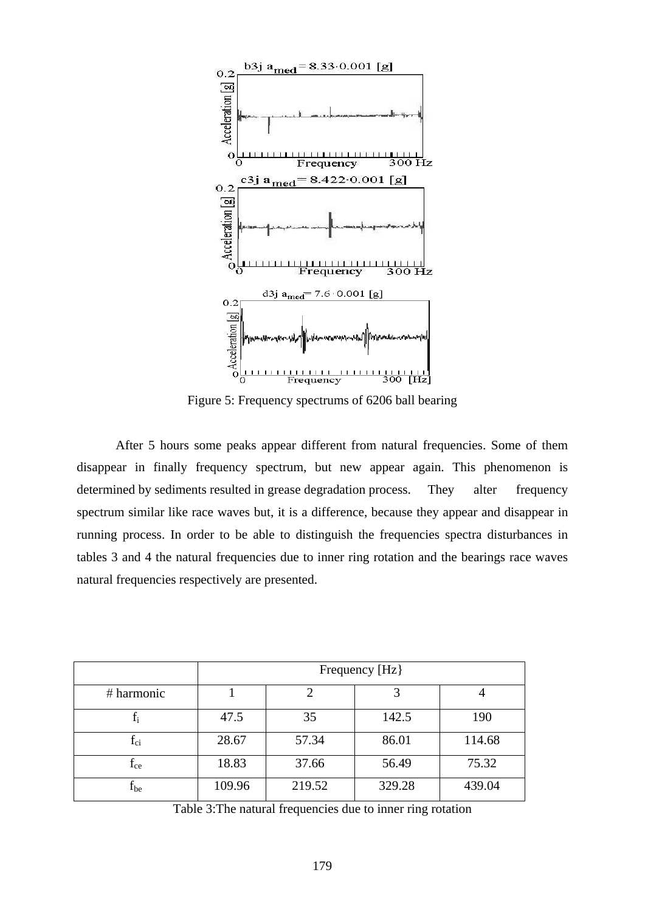Figure 5: Frequency spectrums of 6206 ball bearing

After 5 hours some peaks appear different from natural frequencies. Some of them disappear in finally frequency spectrum, but new appear again. This phenomenon is determined by sediments resulted in grease degradation process. They alter frequency spectrum similar like race waves but, it is a difference, because they appear and disappear in running process. In order to be able to distinguish the frequencies spectra disturbances in tables 3 and 4 the natural frequencies due to inner ring rotation and the bearings race waves natural frequencies respectively are presented.

| | Frequency [Hz} | | | |
|---|---|---|---|---|
| # harmonic | 1 | 2 | 3 | 4 |
| $f_i$ | 47.5 | 35 | 142.5 | 190 |
| $f_{ci}$ | 28.67 | 57.34 | 86.01 | 114.68 |
| $f_{ce}$ | 18.83 | 37.66 | 56.49 | 75.32 |
| $f_{be}$ | 109.96 | 219.52 | 329.28 | 439.04 |

Table 3:The natural frequencies due to inner ring rotation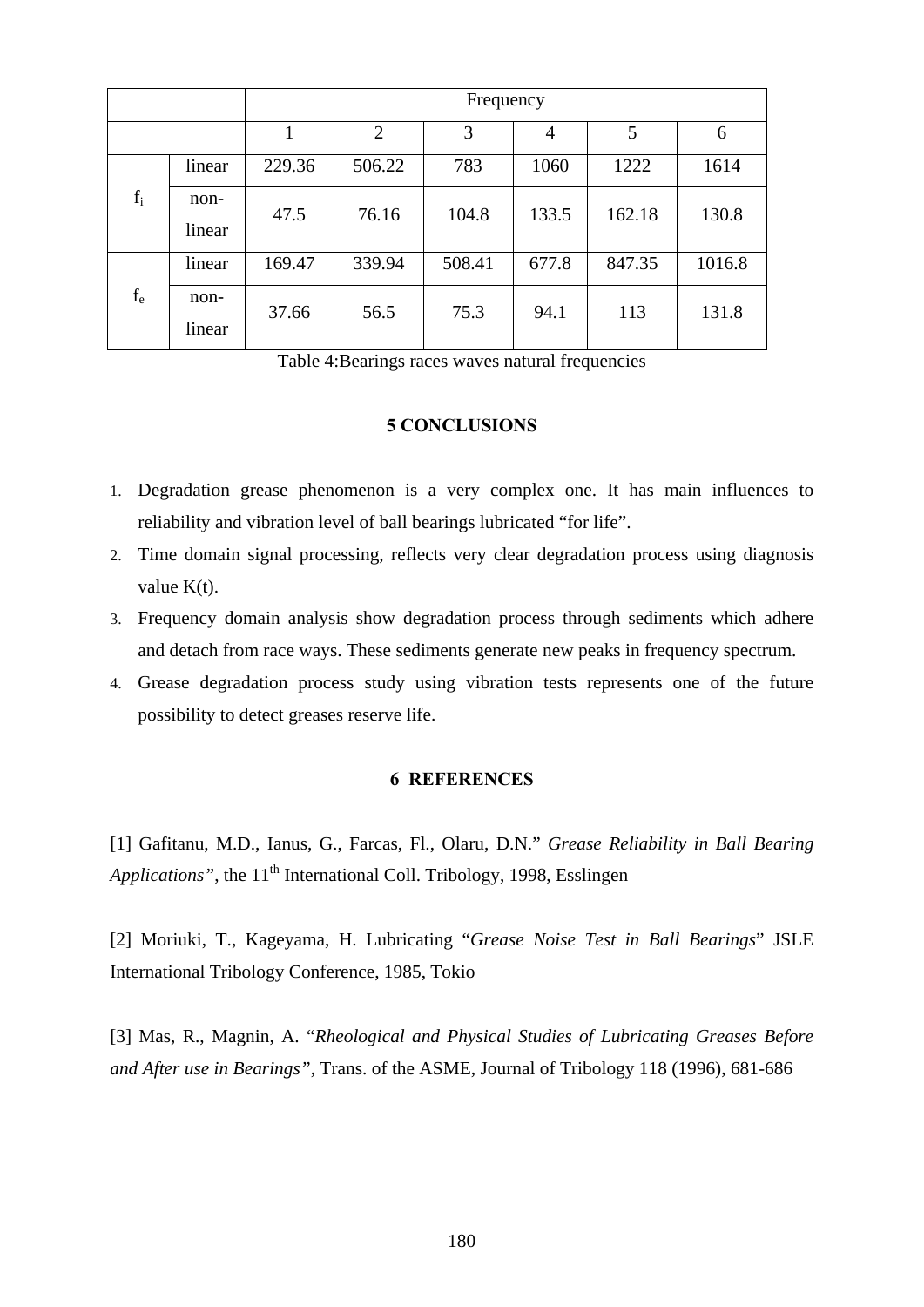| | | Frequency | | | | | |
|---|---|---|---|---|---|---|---|
| | | 1 | 2 | 3 | 4 | 5 | 6 |
| $f_i$ | linear | 229.36 | 506.22 | 783 | 1060 | 1222 | 1614 |
| | non-linear | 47.5 | 76.16 | 104.8 | 133.5 | 162.18 | 130.8 |
| $f_e$ | linear | 169.47 | 339.94 | 508.41 | 677.8 | 847.35 | 1016.8 |
| | non-linear | 37.66 | 56.5 | 75.3 | 94.1 | 113 | 131.8 |

Table 4:Bearings races waves natural frequencies

## 5 CONCLUSIONS

1. Degradation grease phenomenon is a very complex one. It has main influences to reliability and vibration level of ball bearings lubricated "for life".
2. Time domain signal processing, reflects very clear degradation process using diagnosis value K(t).
3. Frequency domain analysis show degradation process through sediments which adhere and detach from race ways. These sediments generate new peaks in frequency spectrum.
4. Grease degradation process study using vibration tests represents one of the future possibility to detect greases reserve life.

## 6 REFERENCES

[1] Gafitanu, M.D., Ianus, G., Farcas, Fl., Olaru, D.N." *Grease Reliability in Ball Bearing Applications"*, the 11th International Coll. Tribology, 1998, Esslingen

[2] Moriuki, T., Kageyama, H. Lubricating "*Grease Noise Test in Ball Bearings*" JSLE International Tribology Conference, 1985, Tokio

[3] Mas, R., Magnin, A. "*Rheological and Physical Studies of Lubricating Greases Before and After use in Bearings"*, Trans. of the ASME, Journal of Tribology 118 (1996), 681-686